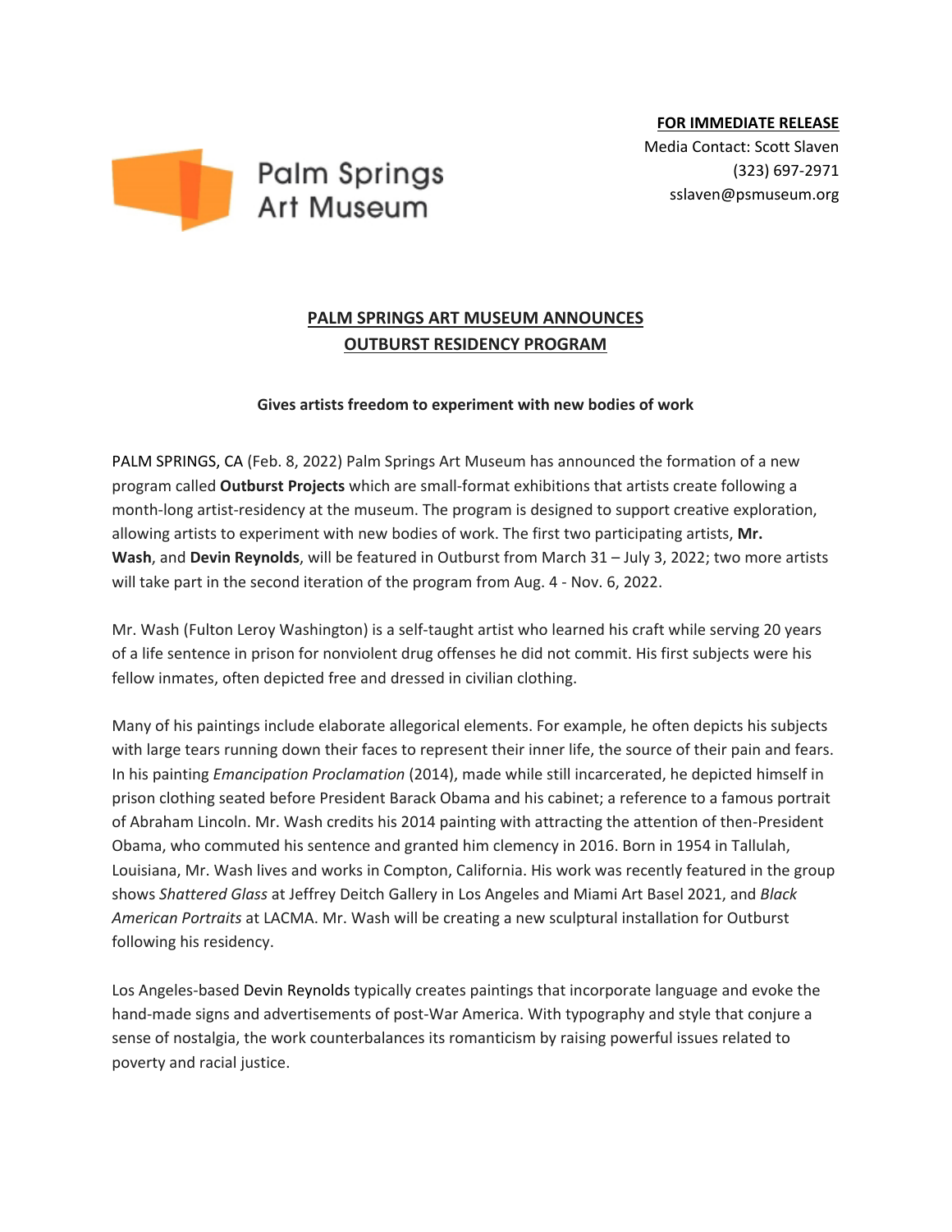Palm Springs Art Museum

**FOR IMMEDIATE RELEASE**
Media Contact: Scott Slaven
(323) 697-2971
sslaven@psmuseum.org

# PALM SPRINGS ART MUSEUM ANNOUNCES OUTBURST RESIDENCY PROGRAM

**Gives artists freedom to experiment with new bodies of work**

PALM SPRINGS, CA (Feb. 8, 2022) Palm Springs Art Museum has announced the formation of a new program called **Outburst Projects** which are small-format exhibitions that artists create following a month-long artist-residency at the museum. The program is designed to support creative exploration, allowing artists to experiment with new bodies of work. The first two participating artists, **Mr. Wash**, and **Devin Reynolds**, will be featured in Outburst from March 31 – July 3, 2022; two more artists will take part in the second iteration of the program from Aug. 4 - Nov. 6, 2022.

Mr. Wash (Fulton Leroy Washington) is a self-taught artist who learned his craft while serving 20 years of a life sentence in prison for nonviolent drug offenses he did not commit. His first subjects were his fellow inmates, often depicted free and dressed in civilian clothing.

Many of his paintings include elaborate allegorical elements. For example, he often depicts his subjects with large tears running down their faces to represent their inner life, the source of their pain and fears. In his painting *Emancipation Proclamation* (2014), made while still incarcerated, he depicted himself in prison clothing seated before President Barack Obama and his cabinet; a reference to a famous portrait of Abraham Lincoln. Mr. Wash credits his 2014 painting with attracting the attention of then-President Obama, who commuted his sentence and granted him clemency in 2016. Born in 1954 in Tallulah, Louisiana, Mr. Wash lives and works in Compton, California. His work was recently featured in the group shows *Shattered Glass* at Jeffrey Deitch Gallery in Los Angeles and Miami Art Basel 2021, and *Black American Portraits* at LACMA. Mr. Wash will be creating a new sculptural installation for Outburst following his residency.

Los Angeles-based Devin Reynolds typically creates paintings that incorporate language and evoke the hand-made signs and advertisements of post-War America. With typography and style that conjure a sense of nostalgia, the work counterbalances its romanticism by raising powerful issues related to poverty and racial justice.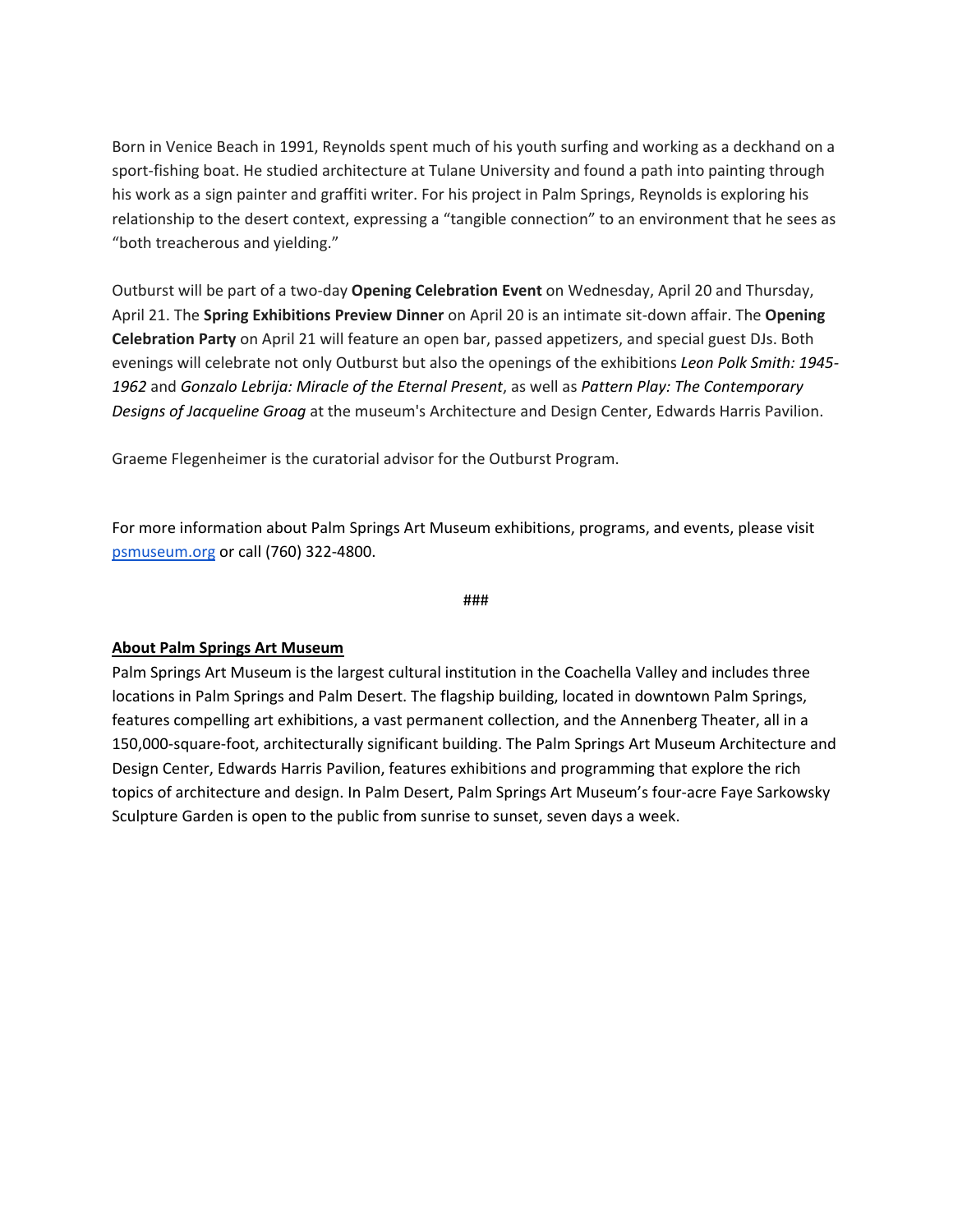Born in Venice Beach in 1991, Reynolds spent much of his youth surfing and working as a deckhand on a sport-fishing boat. He studied architecture at Tulane University and found a path into painting through his work as a sign painter and graffiti writer. For his project in Palm Springs, Reynolds is exploring his relationship to the desert context, expressing a "tangible connection" to an environment that he sees as "both treacherous and yielding."

Outburst will be part of a two-day **Opening Celebration Event** on Wednesday, April 20 and Thursday, April 21. The **Spring Exhibitions Preview Dinner** on April 20 is an intimate sit-down affair. The **Opening Celebration Party** on April 21 will feature an open bar, passed appetizers, and special guest DJs. Both evenings will celebrate not only Outburst but also the openings of the exhibitions *Leon Polk Smith: 1945-1962* and *Gonzalo Lebrija: Miracle of the Eternal Present*, as well as *Pattern Play: The Contemporary Designs of Jacqueline Groag* at the museum's Architecture and Design Center, Edwards Harris Pavilion.

Graeme Flegenheimer is the curatorial advisor for the Outburst Program.

For more information about Palm Springs Art Museum exhibitions, programs, and events, please visit [psmuseum.org](psmuseum.org) or call (760) 322-4800.

###

**About Palm Springs Art Museum**

Palm Springs Art Museum is the largest cultural institution in the Coachella Valley and includes three locations in Palm Springs and Palm Desert. The flagship building, located in downtown Palm Springs, features compelling art exhibitions, a vast permanent collection, and the Annenberg Theater, all in a 150,000-square-foot, architecturally significant building. The Palm Springs Art Museum Architecture and Design Center, Edwards Harris Pavilion, features exhibitions and programming that explore the rich topics of architecture and design. In Palm Desert, Palm Springs Art Museum's four-acre Faye Sarkowsky Sculpture Garden is open to the public from sunrise to sunset, seven days a week.